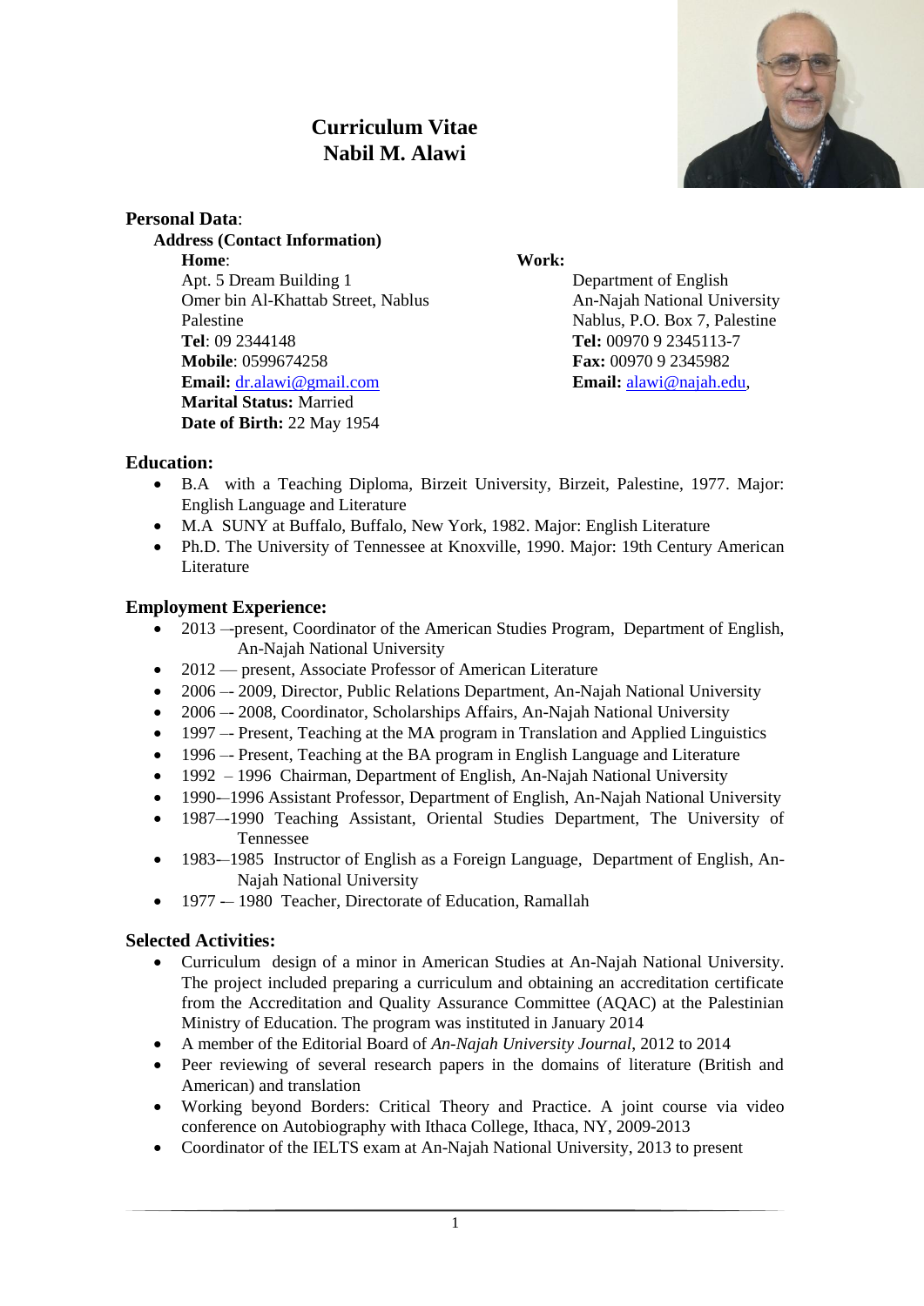# Curriculum Vitae
# Nabil M. Alawi

**Personal Data**:

**Address (Contact Information)**

**Home**:
Apt. 5 Dream Building 1
Omer bin Al-Khattab Street, Nablus
Palestine
**Tel**: 09 2344148
**Mobile**: 0599674258
**Email:** dr.alawi@gmail.com
**Marital Status:** Married
**Date of Birth:** 22 May 1954

**Work:**
Department of English
An-Najah National University
Nablus, P.O. Box 7, Palestine
**Tel:** 00970 9 2345113-7
**Fax:** 00970 9 2345982
**Email:** alawi@najah.edu,

## Education:

- B.A with a Teaching Diploma, Birzeit University, Birzeit, Palestine, 1977. Major: English Language and Literature
- M.A SUNY at Buffalo, Buffalo, New York, 1982. Major: English Literature
- Ph.D. The University of Tennessee at Knoxville, 1990. Major: 19th Century American Literature

## Employment Experience:

- 2013 –-present, Coordinator of the American Studies Program, Department of English, An-Najah National University
- 2012 — present, Associate Professor of American Literature
- 2006 –- 2009, Director, Public Relations Department, An-Najah National University
- 2006 –- 2008, Coordinator, Scholarships Affairs, An-Najah National University
- 1997 –- Present, Teaching at the MA program in Translation and Applied Linguistics
- 1996 –- Present, Teaching at the BA program in English Language and Literature
- 1992 – 1996 Chairman, Department of English, An-Najah National University
- 1990–-1996 Assistant Professor, Department of English, An-Najah National University
- 1987–-1990 Teaching Assistant, Oriental Studies Department, The University of Tennessee
- 1983–-1985 Instructor of English as a Foreign Language, Department of English, An-Najah National University
- 1977 -– 1980 Teacher, Directorate of Education, Ramallah

## Selected Activities:

- Curriculum design of a minor in American Studies at An-Najah National University. The project included preparing a curriculum and obtaining an accreditation certificate from the Accreditation and Quality Assurance Committee (AQAC) at the Palestinian Ministry of Education. The program was instituted in January 2014
- A member of the Editorial Board of *An-Najah University Journal*, 2012 to 2014
- Peer reviewing of several research papers in the domains of literature (British and American) and translation
- Working beyond Borders: Critical Theory and Practice. A joint course via video conference on Autobiography with Ithaca College, Ithaca, NY, 2009-2013
- Coordinator of the IELTS exam at An-Najah National University, 2013 to present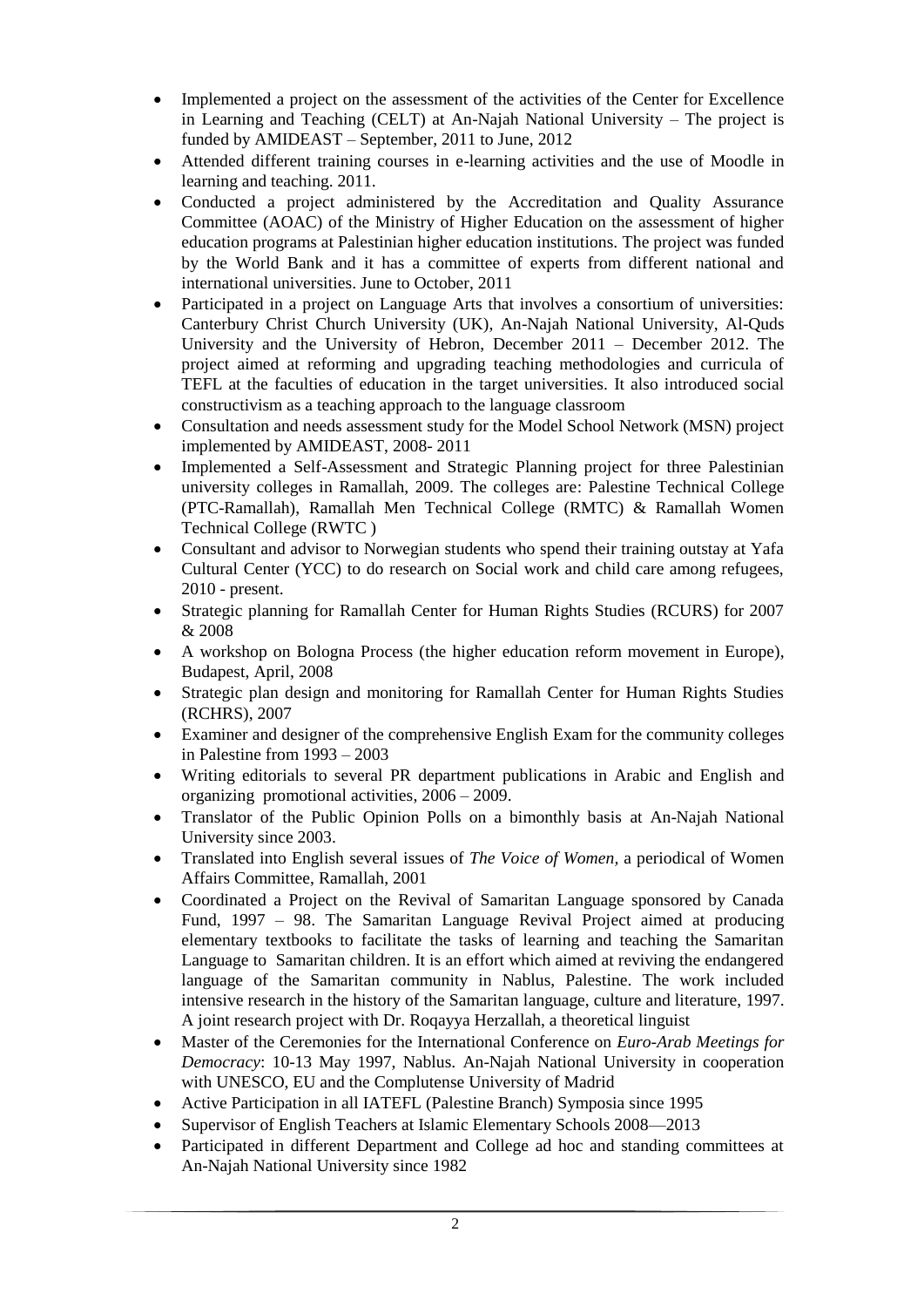- Implemented a project on the assessment of the activities of the Center for Excellence in Learning and Teaching (CELT) at An-Najah National University – The project is funded by AMIDEAST – September, 2011 to June, 2012
- Attended different training courses in e-learning activities and the use of Moodle in learning and teaching. 2011.
- Conducted a project administered by the Accreditation and Quality Assurance Committee (AOAC) of the Ministry of Higher Education on the assessment of higher education programs at Palestinian higher education institutions. The project was funded by the World Bank and it has a committee of experts from different national and international universities. June to October, 2011
- Participated in a project on Language Arts that involves a consortium of universities: Canterbury Christ Church University (UK), An-Najah National University, Al-Quds University and the University of Hebron, December 2011 – December 2012. The project aimed at reforming and upgrading teaching methodologies and curricula of TEFL at the faculties of education in the target universities. It also introduced social constructivism as a teaching approach to the language classroom
- Consultation and needs assessment study for the Model School Network (MSN) project implemented by AMIDEAST, 2008- 2011
- Implemented a Self-Assessment and Strategic Planning project for three Palestinian university colleges in Ramallah, 2009. The colleges are: Palestine Technical College (PTC-Ramallah), Ramallah Men Technical College (RMTC) & Ramallah Women Technical College (RWTC )
- Consultant and advisor to Norwegian students who spend their training outstay at Yafa Cultural Center (YCC) to do research on Social work and child care among refugees, 2010 - present.
- Strategic planning for Ramallah Center for Human Rights Studies (RCURS) for 2007 & 2008
- A workshop on Bologna Process (the higher education reform movement in Europe), Budapest, April, 2008
- Strategic plan design and monitoring for Ramallah Center for Human Rights Studies (RCHRS), 2007
- Examiner and designer of the comprehensive English Exam for the community colleges in Palestine from 1993 – 2003
- Writing editorials to several PR department publications in Arabic and English and organizing promotional activities, 2006 – 2009.
- Translator of the Public Opinion Polls on a bimonthly basis at An-Najah National University since 2003.
- Translated into English several issues of *The Voice of Women,* a periodical of Women Affairs Committee, Ramallah, 2001
- Coordinated a Project on the Revival of Samaritan Language sponsored by Canada Fund, 1997 – 98. The Samaritan Language Revival Project aimed at producing elementary textbooks to facilitate the tasks of learning and teaching the Samaritan Language to Samaritan children. It is an effort which aimed at reviving the endangered language of the Samaritan community in Nablus, Palestine. The work included intensive research in the history of the Samaritan language, culture and literature, 1997. A joint research project with Dr. Roqayya Herzallah, a theoretical linguist
- Master of the Ceremonies for the International Conference on *Euro-Arab Meetings for Democracy*: 10-13 May 1997, Nablus. An-Najah National University in cooperation with UNESCO, EU and the Complutense University of Madrid
- Active Participation in all IATEFL (Palestine Branch) Symposia since 1995
- Supervisor of English Teachers at Islamic Elementary Schools 2008—2013
- Participated in different Department and College ad hoc and standing committees at An-Najah National University since 1982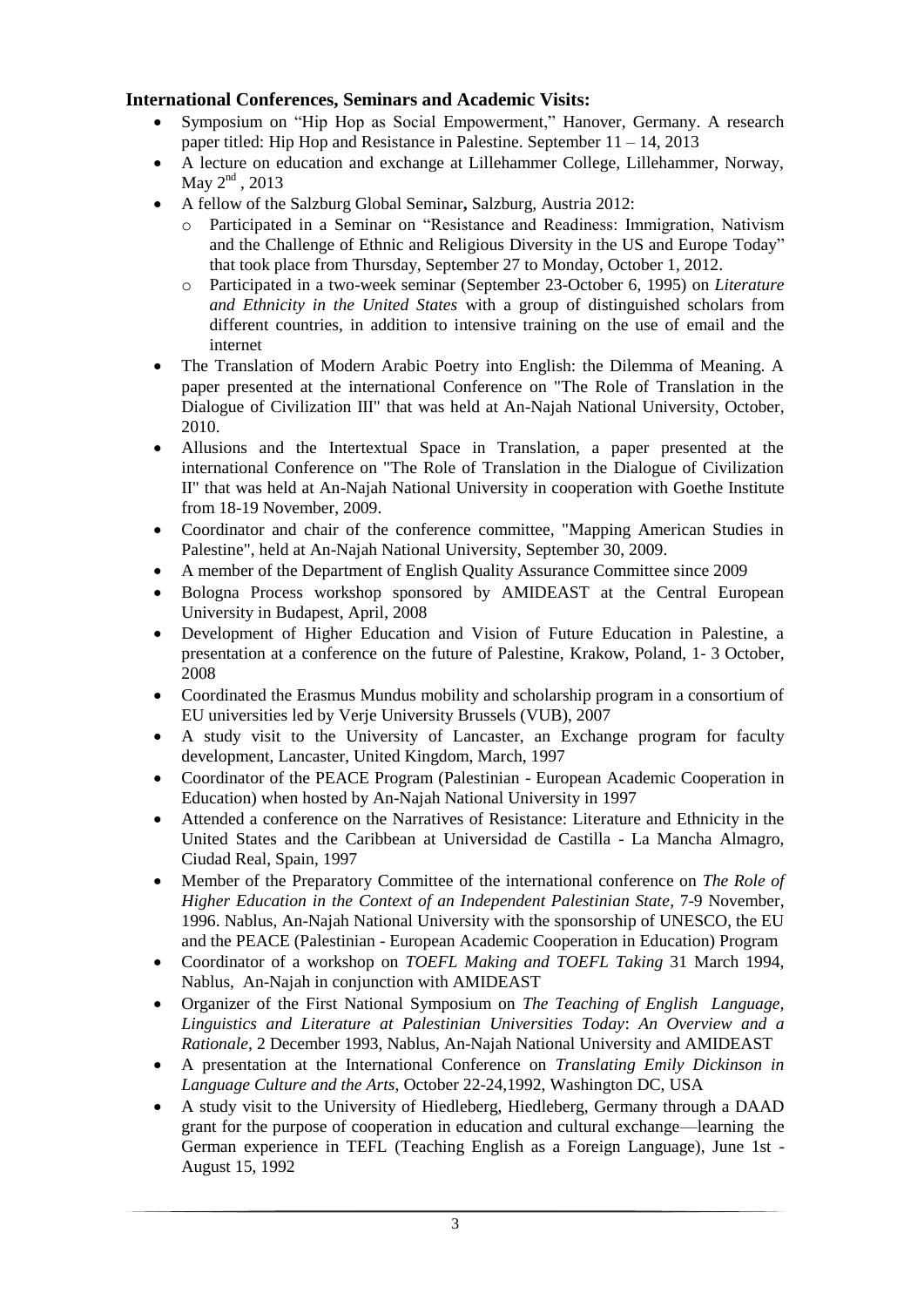**International Conferences, Seminars and Academic Visits:**

- Symposium on "Hip Hop as Social Empowerment," Hanover, Germany. A research paper titled: Hip Hop and Resistance in Palestine. September 11 – 14, 2013
- A lecture on education and exchange at Lillehammer College, Lillehammer, Norway, May 2nd , 2013
- A fellow of the Salzburg Global Seminar**,** Salzburg, Austria 2012:
    - Participated in a Seminar on "Resistance and Readiness: Immigration, Nativism and the Challenge of Ethnic and Religious Diversity in the US and Europe Today" that took place from Thursday, September 27 to Monday, October 1, 2012.
    - Participated in a two-week seminar (September 23-October 6, 1995) on *Literature and Ethnicity in the United States* with a group of distinguished scholars from different countries, in addition to intensive training on the use of email and the internet
- The Translation of Modern Arabic Poetry into English: the Dilemma of Meaning. A paper presented at the international Conference on "The Role of Translation in the Dialogue of Civilization III" that was held at An-Najah National University, October, 2010.
- Allusions and the Intertextual Space in Translation, a paper presented at the international Conference on "The Role of Translation in the Dialogue of Civilization II" that was held at An-Najah National University in cooperation with Goethe Institute from 18-19 November, 2009.
- Coordinator and chair of the conference committee, "Mapping American Studies in Palestine", held at An-Najah National University, September 30, 2009.
- A member of the Department of English Quality Assurance Committee since 2009
- Bologna Process workshop sponsored by AMIDEAST at the Central European University in Budapest, April, 2008
- Development of Higher Education and Vision of Future Education in Palestine, a presentation at a conference on the future of Palestine, Krakow, Poland, 1- 3 October, 2008
- Coordinated the Erasmus Mundus mobility and scholarship program in a consortium of EU universities led by Verje University Brussels (VUB), 2007
- A study visit to the University of Lancaster, an Exchange program for faculty development, Lancaster, United Kingdom, March, 1997
- Coordinator of the PEACE Program (Palestinian - European Academic Cooperation in Education) when hosted by An-Najah National University in 1997
- Attended a conference on the Narratives of Resistance: Literature and Ethnicity in the United States and the Caribbean at Universidad de Castilla - La Mancha Almagro, Ciudad Real, Spain, 1997
- Member of the Preparatory Committee of the international conference on *The Role of Higher Education in the Context of an Independent Palestinian State*, 7-9 November, 1996. Nablus, An-Najah National University with the sponsorship of UNESCO, the EU and the PEACE (Palestinian - European Academic Cooperation in Education) Program
- Coordinator of a workshop on *TOEFL Making and TOEFL Taking* 31 March 1994, Nablus, An-Najah in conjunction with AMIDEAST
- Organizer of the First National Symposium on *The Teaching of English Language, Linguistics and Literature at Palestinian Universities Today*: *An Overview and a Rationale*, 2 December 1993, Nablus, An-Najah National University and AMIDEAST
- A presentation at the International Conference on *Translating Emily Dickinson in Language Culture and the Arts*, October 22-24,1992, Washington DC, USA
- A study visit to the University of Hiedleberg, Hiedleberg, Germany through a DAAD grant for the purpose of cooperation in education and cultural exchange—learning the German experience in TEFL (Teaching English as a Foreign Language), June 1st - August 15, 1992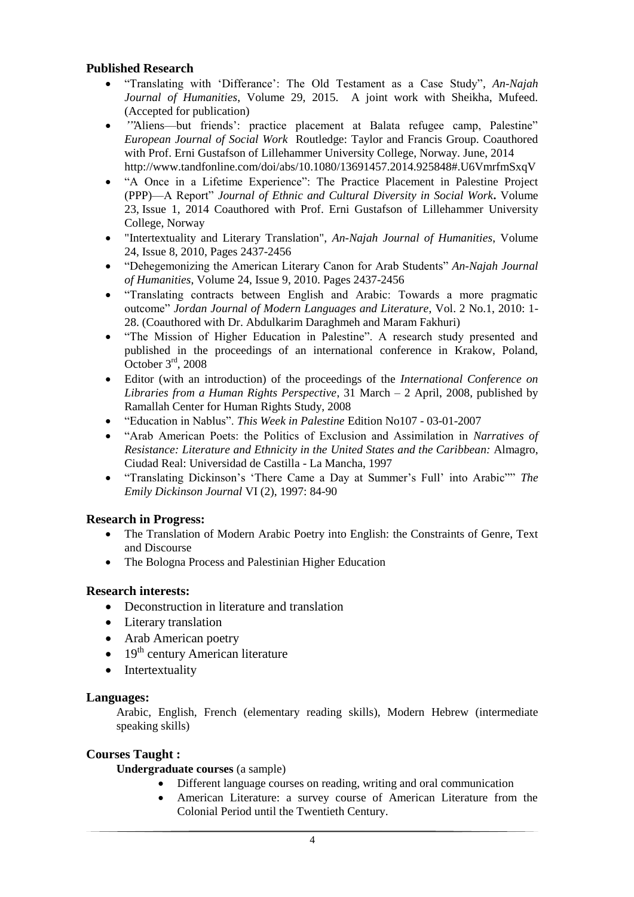### Published Research

- "Translating with 'Differance': The Old Testament as a Case Study", *An-Najah Journal of Humanities*, Volume 29, 2015. A joint work with Sheikha, Mufeed. (Accepted for publication)
- '"Aliens—but friends': practice placement at Balata refugee camp, Palestine" *European Journal of Social Work* Routledge: Taylor and Francis Group. Coauthored with Prof. Erni Gustafson of Lillehammer University College, Norway. June, 2014 http://www.tandfonline.com/doi/abs/10.1080/13691457.2014.925848#.U6VmrfmSxqV
- "A Once in a Lifetime Experience": The Practice Placement in Palestine Project (PPP)—A Report" *Journal of Ethnic and Cultural Diversity in Social Work***.** Volume 23, Issue 1, 2014 Coauthored with Prof. Erni Gustafson of Lillehammer University College, Norway
- "Intertextuality and Literary Translation", *An-Najah Journal of Humanities*, Volume 24, Issue 8, 2010, Pages 2437-2456
- "Dehegemonizing the American Literary Canon for Arab Students" *An-Najah Journal of Humanities*, Volume 24, Issue 9, 2010. Pages 2437-2456
- "Translating contracts between English and Arabic: Towards a more pragmatic outcome" *Jordan Journal of Modern Languages and Literature*, Vol. 2 No.1, 2010: 1-28. (Coauthored with Dr. Abdulkarim Daraghmeh and Maram Fakhuri)
- "The Mission of Higher Education in Palestine". A research study presented and published in the proceedings of an international conference in Krakow, Poland, October 3rd, 2008
- Editor (with an introduction) of the proceedings of the *International Conference on Libraries from a Human Rights Perspective*, 31 March – 2 April, 2008, published by Ramallah Center for Human Rights Study, 2008
- "Education in Nablus". *This Week in Palestine* Edition No107 - 03-01-2007
- "Arab American Poets: the Politics of Exclusion and Assimilation in *Narratives of Resistance: Literature and Ethnicity in the United States and the Caribbean:* Almagro, Ciudad Real: Universidad de Castilla - La Mancha, 1997
- "Translating Dickinson's 'There Came a Day at Summer's Full' into Arabic"" *The Emily Dickinson Journal* VI (2), 1997: 84-90

### Research in Progress:

- The Translation of Modern Arabic Poetry into English: the Constraints of Genre, Text and Discourse
- The Bologna Process and Palestinian Higher Education

### Research interests:

- Deconstruction in literature and translation
- Literary translation
- Arab American poetry
- 19th century American literature
- Intertextuality

### Languages:

Arabic, English, French (elementary reading skills), Modern Hebrew (intermediate speaking skills)

### Courses Taught :

**Undergraduate courses** (a sample)

- Different language courses on reading, writing and oral communication
- American Literature: a survey course of American Literature from the Colonial Period until the Twentieth Century.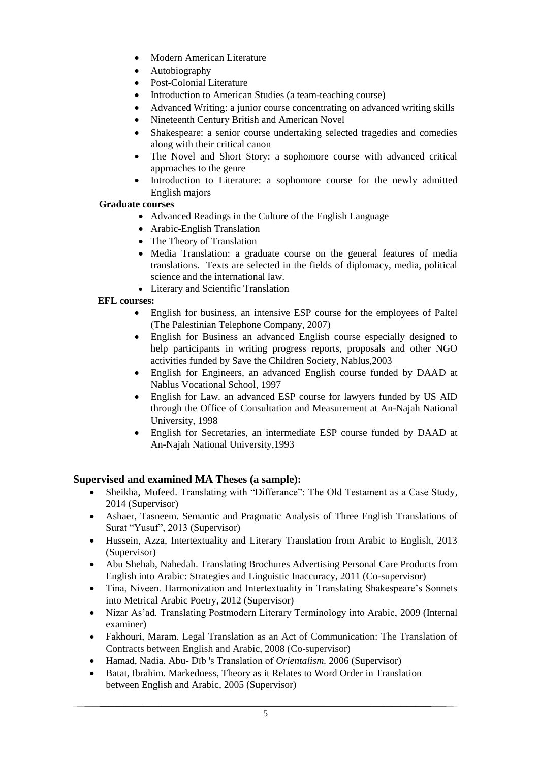- Modern American Literature
- Autobiography
- Post-Colonial Literature
- Introduction to American Studies (a team-teaching course)
- Advanced Writing: a junior course concentrating on advanced writing skills
- Nineteenth Century British and American Novel
- Shakespeare: a senior course undertaking selected tragedies and comedies along with their critical canon
- The Novel and Short Story: a sophomore course with advanced critical approaches to the genre
- Introduction to Literature: a sophomore course for the newly admitted English majors

**Graduate courses**

- Advanced Readings in the Culture of the English Language
- Arabic-English Translation
- The Theory of Translation
- Media Translation: a graduate course on the general features of media translations. Texts are selected in the fields of diplomacy, media, political science and the international law.
- Literary and Scientific Translation

**EFL courses:**

- English for business, an intensive ESP course for the employees of Paltel (The Palestinian Telephone Company, 2007)
- English for Business an advanced English course especially designed to help participants in writing progress reports, proposals and other NGO activities funded by Save the Children Society, Nablus,2003
- English for Engineers, an advanced English course funded by DAAD at Nablus Vocational School, 1997
- English for Law. an advanced ESP course for lawyers funded by US AID through the Office of Consultation and Measurement at An-Najah National University, 1998
- English for Secretaries, an intermediate ESP course funded by DAAD at An-Najah National University,1993

## Supervised and examined MA Theses (a sample):

- Sheikha, Mufeed. Translating with "Differance": The Old Testament as a Case Study, 2014 (Supervisor)
- Ashaer, Tasneem. Semantic and Pragmatic Analysis of Three English Translations of Surat "Yusuf", 2013 (Supervisor)
- Hussein, Azza, Intertextuality and Literary Translation from Arabic to English, 2013 (Supervisor)
- Abu Shehab, Nahedah. Translating Brochures Advertising Personal Care Products from English into Arabic: Strategies and Linguistic Inaccuracy, 2011 (Co-supervisor)
- Tina, Niveen. Harmonization and Intertextuality in Translating Shakespeare's Sonnets into Metrical Arabic Poetry, 2012 (Supervisor)
- Nizar As'ad. Translating Postmodern Literary Terminology into Arabic, 2009 (Internal examiner)
- Fakhouri, Maram. Legal Translation as an Act of Communication: The Translation of Contracts between English and Arabic, 2008 (Co-supervisor)
- Hamad, Nadia. Abu- Dīb 's Translation of *Orientalism.* 2006 (Supervisor)
- Batat, Ibrahim. Markedness, Theory as it Relates to Word Order in Translation between English and Arabic, 2005 (Supervisor)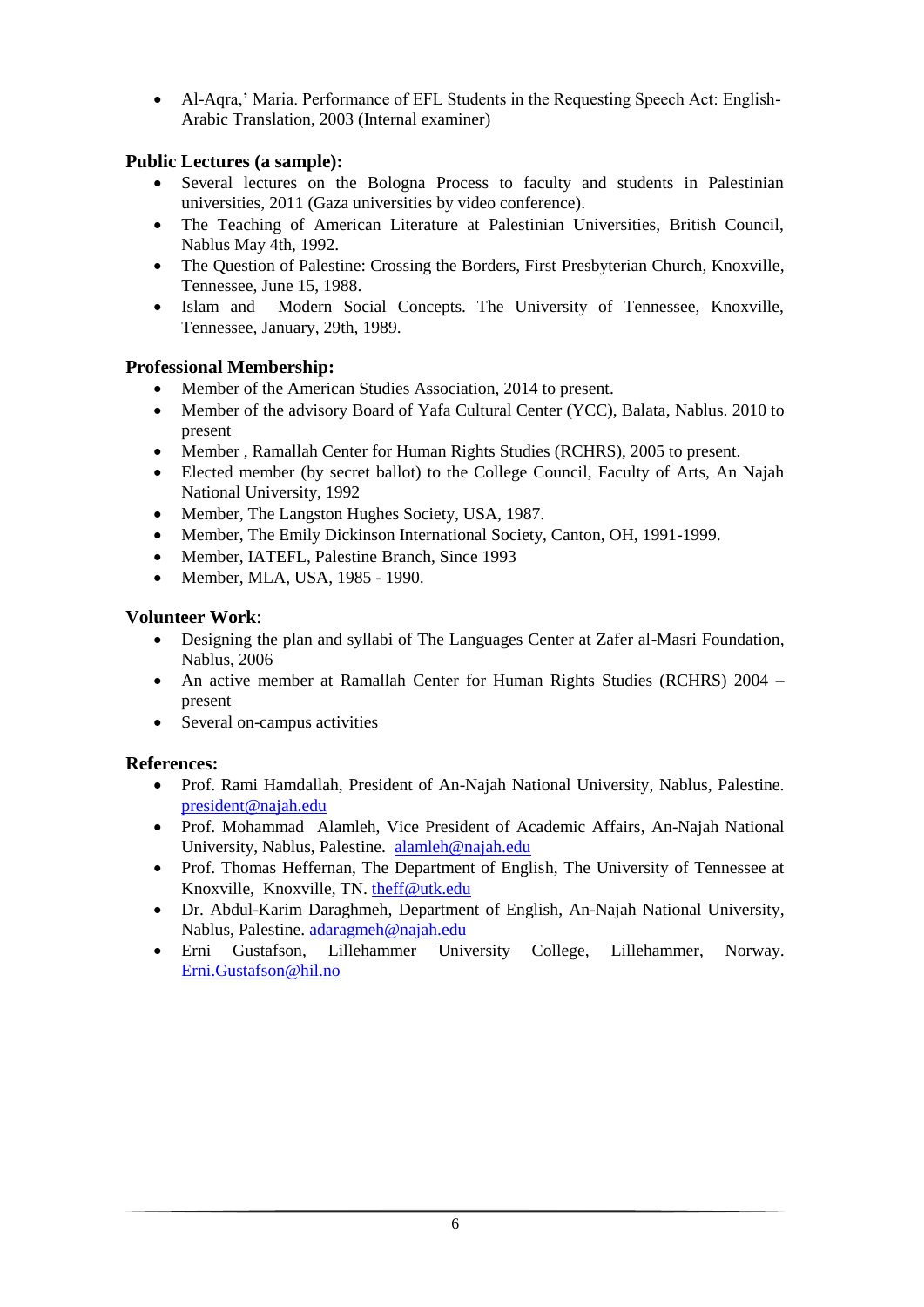- Al-Aqra,' Maria. Performance of EFL Students in the Requesting Speech Act: English-Arabic Translation, 2003 (Internal examiner)

**Public Lectures (a sample):**

- Several lectures on the Bologna Process to faculty and students in Palestinian universities, 2011 (Gaza universities by video conference).
- The Teaching of American Literature at Palestinian Universities, British Council, Nablus May 4th, 1992.
- The Question of Palestine: Crossing the Borders, First Presbyterian Church, Knoxville, Tennessee, June 15, 1988.
- Islam and Modern Social Concepts. The University of Tennessee, Knoxville, Tennessee, January, 29th, 1989.

**Professional Membership:**

- Member of the American Studies Association, 2014 to present.
- Member of the advisory Board of Yafa Cultural Center (YCC), Balata, Nablus. 2010 to present
- Member , Ramallah Center for Human Rights Studies (RCHRS), 2005 to present.
- Elected member (by secret ballot) to the College Council, Faculty of Arts, An Najah National University, 1992
- Member, The Langston Hughes Society, USA, 1987.
- Member, The Emily Dickinson International Society, Canton, OH, 1991-1999.
- Member, IATEFL, Palestine Branch, Since 1993
- Member, MLA, USA, 1985 - 1990.

**Volunteer Work**:

- Designing the plan and syllabi of The Languages Center at Zafer al-Masri Foundation, Nablus, 2006
- An active member at Ramallah Center for Human Rights Studies (RCHRS) 2004 – present
- Several on-campus activities

**References:**

- Prof. Rami Hamdallah, President of An-Najah National University, Nablus, Palestine. president@najah.edu
- Prof. Mohammad Alamleh, Vice President of Academic Affairs, An-Najah National University, Nablus, Palestine. alamleh@najah.edu
- Prof. Thomas Heffernan, The Department of English, The University of Tennessee at Knoxville, Knoxville, TN. theff@utk.edu
- Dr. Abdul-Karim Daraghmeh, Department of English, An-Najah National University, Nablus, Palestine. adaragmeh@najah.edu
- Erni Gustafson, Lillehammer University College, Lillehammer, Norway. Erni.Gustafson@hil.no